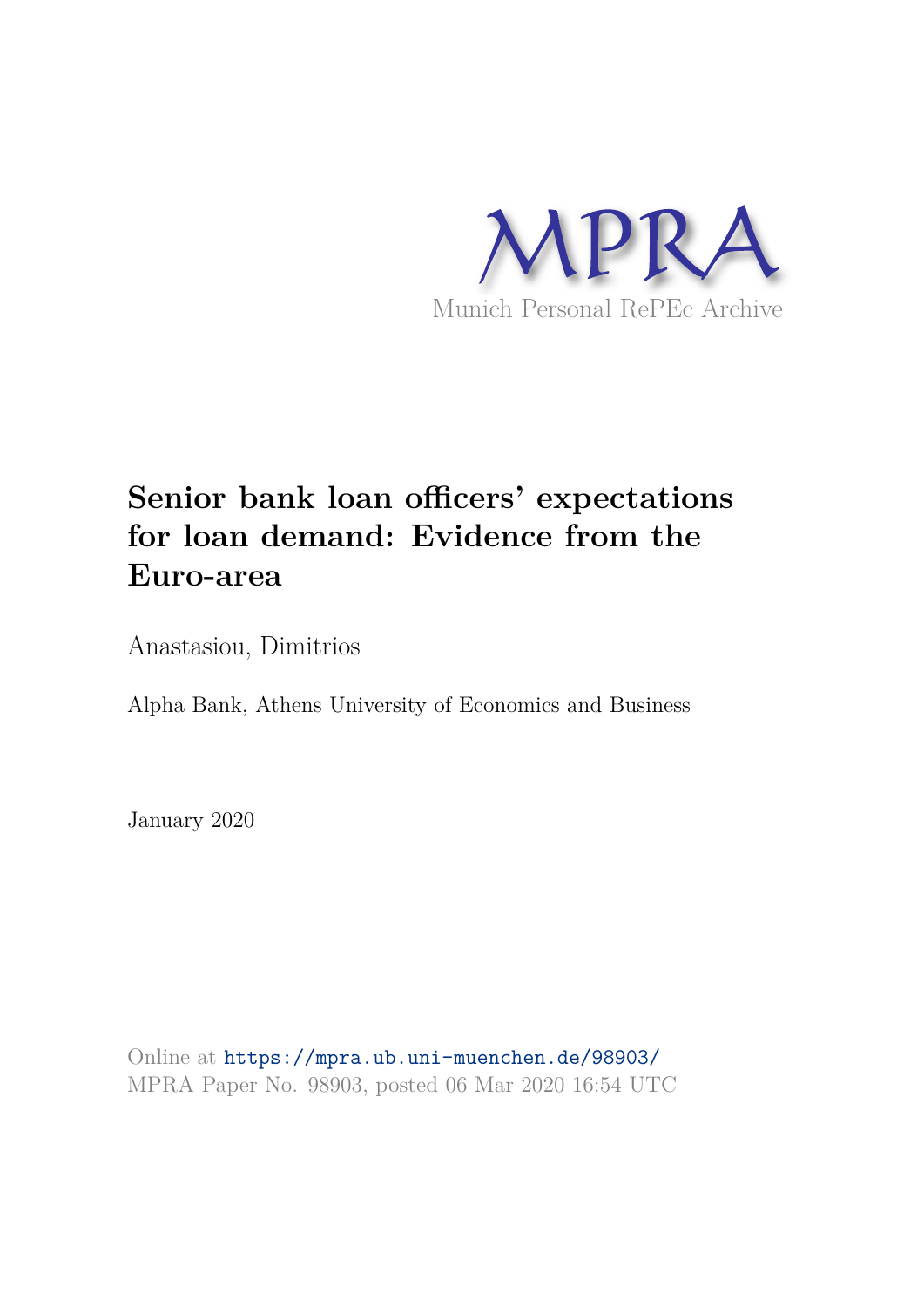MPRA

Munich Personal RePEc Archive

# Senior bank loan officers' expectations for loan demand: Evidence from the Euro-area

Anastasiou, Dimitrios

Alpha Bank, Athens University of Economics and Business

January 2020

Online at https://mpra.ub.uni-muenchen.de/98903/
MPRA Paper No. 98903, posted 06 Mar 2020 16:54 UTC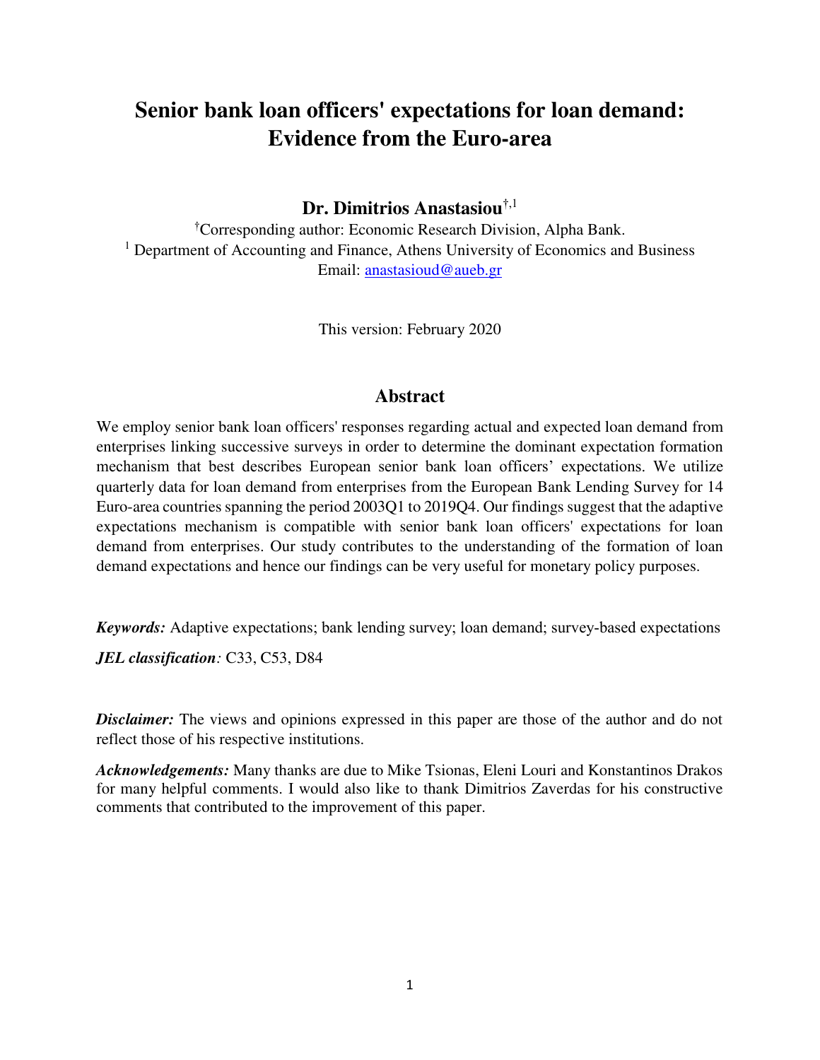# Senior bank loan officers' expectations for loan demand: Evidence from the Euro-area

**Dr. Dimitrios Anastasiou**[†,1]

[†]Corresponding author: Economic Research Division, Alpha Bank.
[1] Department of Accounting and Finance, Athens University of Economics and Business
Email: anastasioud@aueb.gr

This version: February 2020

## Abstract

We employ senior bank loan officers' responses regarding actual and expected loan demand from enterprises linking successive surveys in order to determine the dominant expectation formation mechanism that best describes European senior bank loan officers' expectations. We utilize quarterly data for loan demand from enterprises from the European Bank Lending Survey for 14 Euro-area countries spanning the period 2003Q1 to 2019Q4. Our findings suggest that the adaptive expectations mechanism is compatible with senior bank loan officers' expectations for loan demand from enterprises. Our study contributes to the understanding of the formation of loan demand expectations and hence our findings can be very useful for monetary policy purposes.

***Keywords:*** Adaptive expectations; bank lending survey; loan demand; survey-based expectations

***JEL classification:*** C33, C53, D84

***Disclaimer:*** The views and opinions expressed in this paper are those of the author and do not reflect those of his respective institutions.

***Acknowledgements:*** Many thanks are due to Mike Tsionas, Eleni Louri and Konstantinos Drakos for many helpful comments. I would also like to thank Dimitrios Zaverdas for his constructive comments that contributed to the improvement of this paper.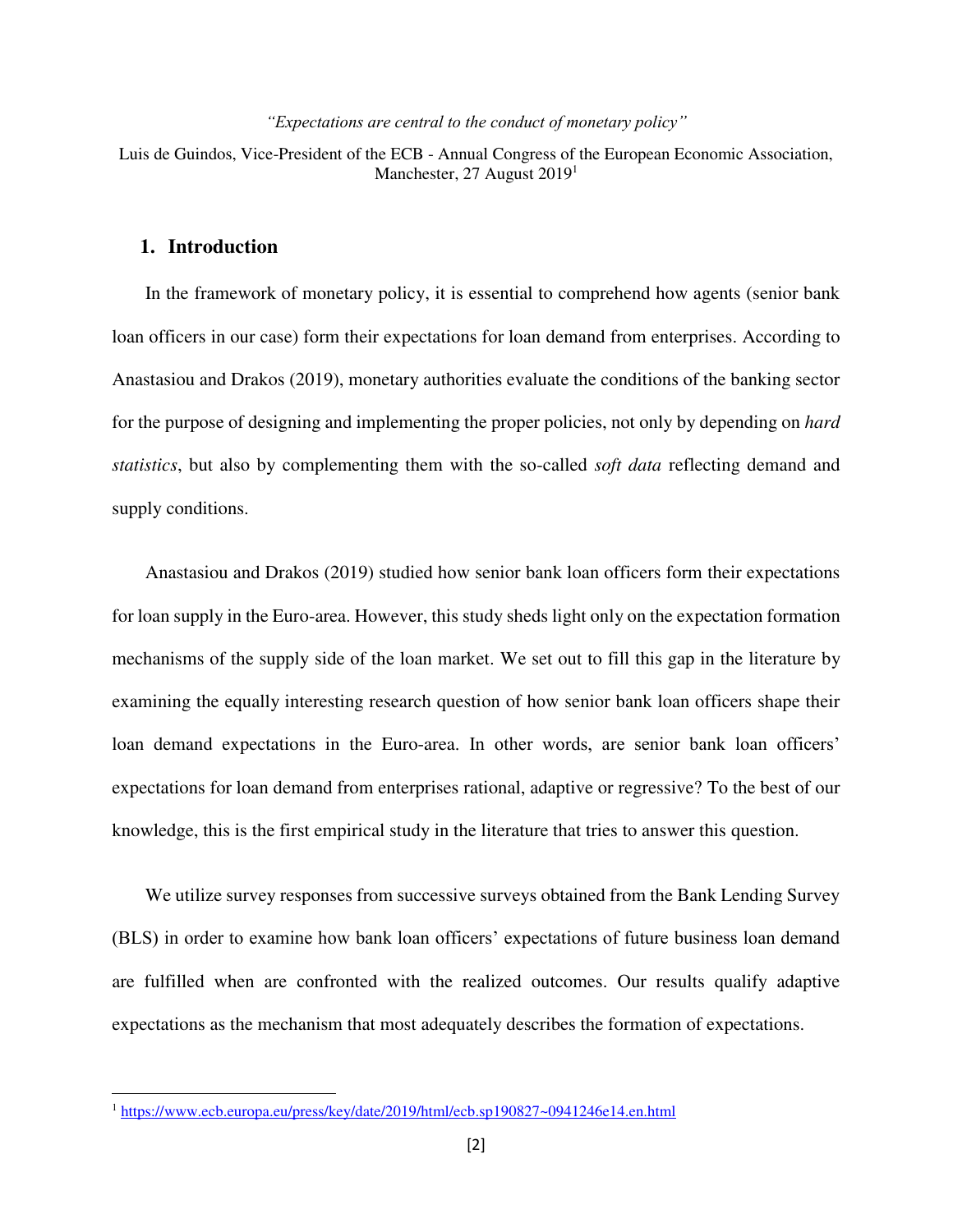*"Expectations are central to the conduct of monetary policy"*

Luis de Guindos, Vice-President of the ECB - Annual Congress of the European Economic Association, Manchester, 27 August 2019[1]

## 1. Introduction

In the framework of monetary policy, it is essential to comprehend how agents (senior bank loan officers in our case) form their expectations for loan demand from enterprises. According to Anastasiou and Drakos (2019), monetary authorities evaluate the conditions of the banking sector for the purpose of designing and implementing the proper policies, not only by depending on *hard statistics*, but also by complementing them with the so-called *soft data* reflecting demand and supply conditions.

Anastasiou and Drakos (2019) studied how senior bank loan officers form their expectations for loan supply in the Euro-area. However, this study sheds light only on the expectation formation mechanisms of the supply side of the loan market. We set out to fill this gap in the literature by examining the equally interesting research question of how senior bank loan officers shape their loan demand expectations in the Euro-area. In other words, are senior bank loan officers' expectations for loan demand from enterprises rational, adaptive or regressive? To the best of our knowledge, this is the first empirical study in the literature that tries to answer this question.

We utilize survey responses from successive surveys obtained from the Bank Lending Survey (BLS) in order to examine how bank loan officers' expectations of future business loan demand are fulfilled when are confronted with the realized outcomes. Our results qualify adaptive expectations as the mechanism that most adequately describes the formation of expectations.

[1] https://www.ecb.europa.eu/press/key/date/2019/html/ecb.sp190827~0941246e14.en.html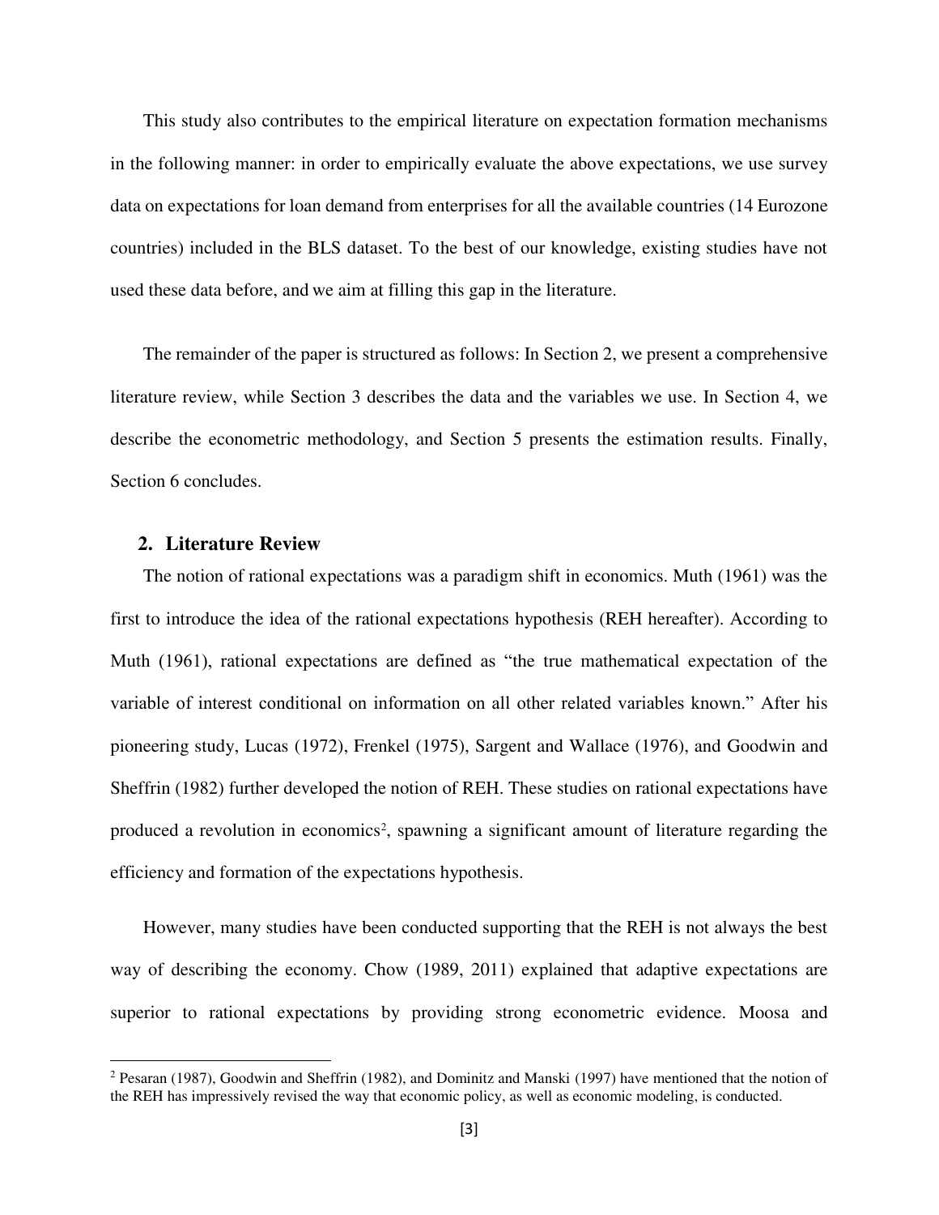This study also contributes to the empirical literature on expectation formation mechanisms in the following manner: in order to empirically evaluate the above expectations, we use survey data on expectations for loan demand from enterprises for all the available countries (14 Eurozone countries) included in the BLS dataset. To the best of our knowledge, existing studies have not used these data before, and we aim at filling this gap in the literature.

The remainder of the paper is structured as follows: In Section 2, we present a comprehensive literature review, while Section 3 describes the data and the variables we use. In Section 4, we describe the econometric methodology, and Section 5 presents the estimation results. Finally, Section 6 concludes.

## 2. Literature Review

The notion of rational expectations was a paradigm shift in economics. Muth (1961) was the first to introduce the idea of the rational expectations hypothesis (REH hereafter). According to Muth (1961), rational expectations are defined as "the true mathematical expectation of the variable of interest conditional on information on all other related variables known." After his pioneering study, Lucas (1972), Frenkel (1975), Sargent and Wallace (1976), and Goodwin and Sheffrin (1982) further developed the notion of REH. These studies on rational expectations have produced a revolution in economics[2], spawning a significant amount of literature regarding the efficiency and formation of the expectations hypothesis.

However, many studies have been conducted supporting that the REH is not always the best way of describing the economy. Chow (1989, 2011) explained that adaptive expectations are superior to rational expectations by providing strong econometric evidence. Moosa and

[2] Pesaran (1987), Goodwin and Sheffrin (1982), and Dominitz and Manski (1997) have mentioned that the notion of the REH has impressively revised the way that economic policy, as well as economic modeling, is conducted.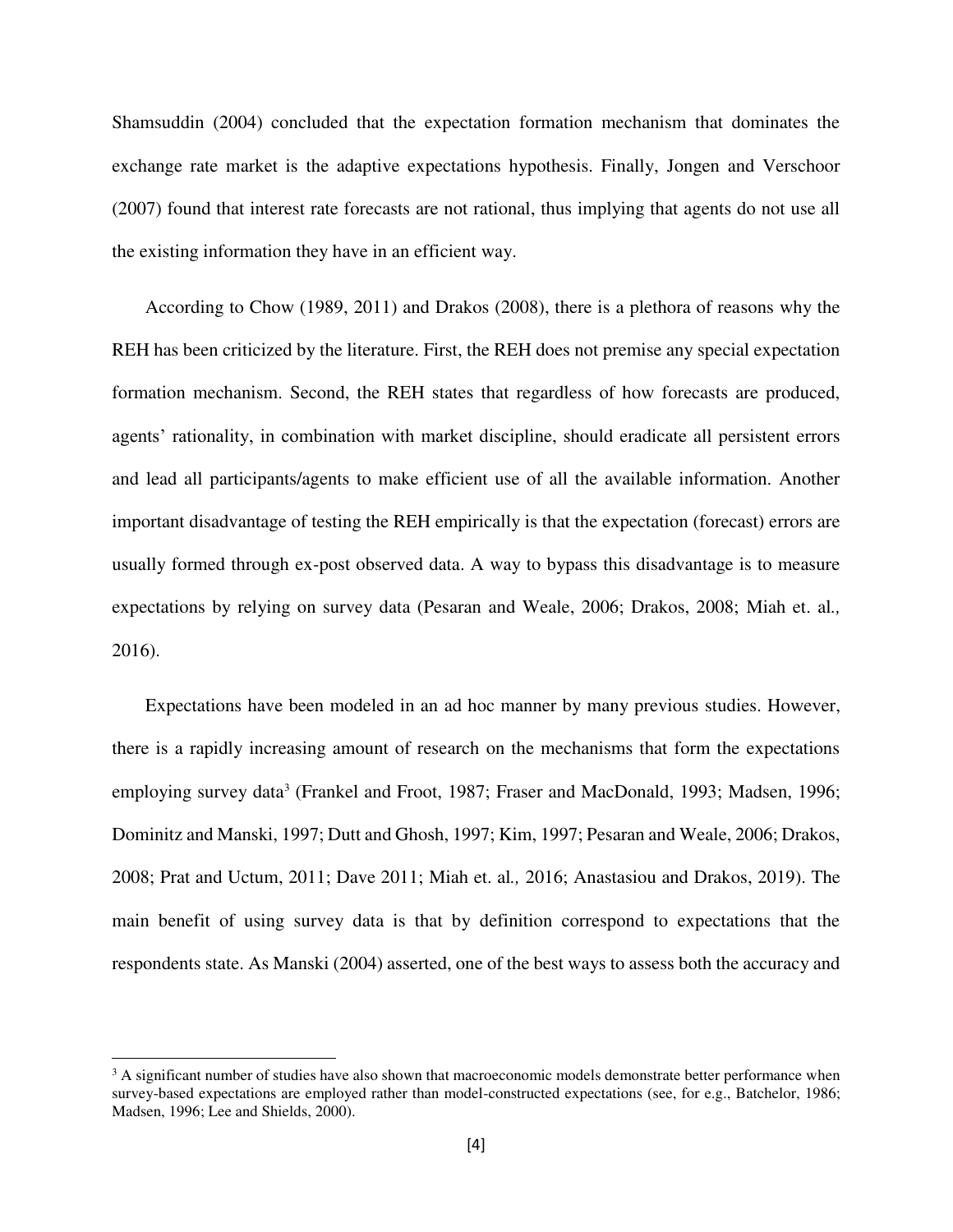Shamsuddin (2004) concluded that the expectation formation mechanism that dominates the exchange rate market is the adaptive expectations hypothesis. Finally, Jongen and Verschoor (2007) found that interest rate forecasts are not rational, thus implying that agents do not use all the existing information they have in an efficient way.

According to Chow (1989, 2011) and Drakos (2008), there is a plethora of reasons why the REH has been criticized by the literature. First, the REH does not premise any special expectation formation mechanism. Second, the REH states that regardless of how forecasts are produced, agents' rationality, in combination with market discipline, should eradicate all persistent errors and lead all participants/agents to make efficient use of all the available information. Another important disadvantage of testing the REH empirically is that the expectation (forecast) errors are usually formed through ex-post observed data. A way to bypass this disadvantage is to measure expectations by relying on survey data (Pesaran and Weale, 2006; Drakos, 2008; Miah et. al*.,* 2016).

Expectations have been modeled in an ad hoc manner by many previous studies. However, there is a rapidly increasing amount of research on the mechanisms that form the expectations employing survey data[3] (Frankel and Froot, 1987; Fraser and MacDonald, 1993; Madsen, 1996; Dominitz and Manski, 1997; Dutt and Ghosh, 1997; Kim, 1997; Pesaran and Weale, 2006; Drakos, 2008; Prat and Uctum, 2011; Dave 2011; Miah et. al*.,* 2016; Anastasiou and Drakos, 2019). The main benefit of using survey data is that by definition correspond to expectations that the respondents state. As Manski (2004) asserted, one of the best ways to assess both the accuracy and

[3] A significant number of studies have also shown that macroeconomic models demonstrate better performance when survey-based expectations are employed rather than model-constructed expectations (see, for e.g., Batchelor, 1986; Madsen, 1996; Lee and Shields, 2000).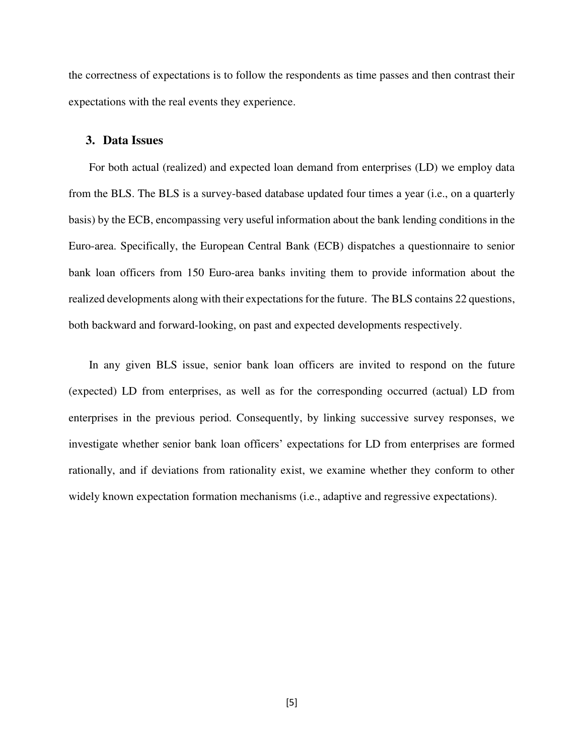the correctness of expectations is to follow the respondents as time passes and then contrast their expectations with the real events they experience.

## 3. Data Issues

For both actual (realized) and expected loan demand from enterprises (LD) we employ data from the BLS. The BLS is a survey-based database updated four times a year (i.e., on a quarterly basis) by the ECB, encompassing very useful information about the bank lending conditions in the Euro-area. Specifically, the European Central Bank (ECB) dispatches a questionnaire to senior bank loan officers from 150 Euro-area banks inviting them to provide information about the realized developments along with their expectations for the future. The BLS contains 22 questions, both backward and forward-looking, on past and expected developments respectively.

In any given BLS issue, senior bank loan officers are invited to respond on the future (expected) LD from enterprises, as well as for the corresponding occurred (actual) LD from enterprises in the previous period. Consequently, by linking successive survey responses, we investigate whether senior bank loan officers' expectations for LD from enterprises are formed rationally, and if deviations from rationality exist, we examine whether they conform to other widely known expectation formation mechanisms (i.e., adaptive and regressive expectations).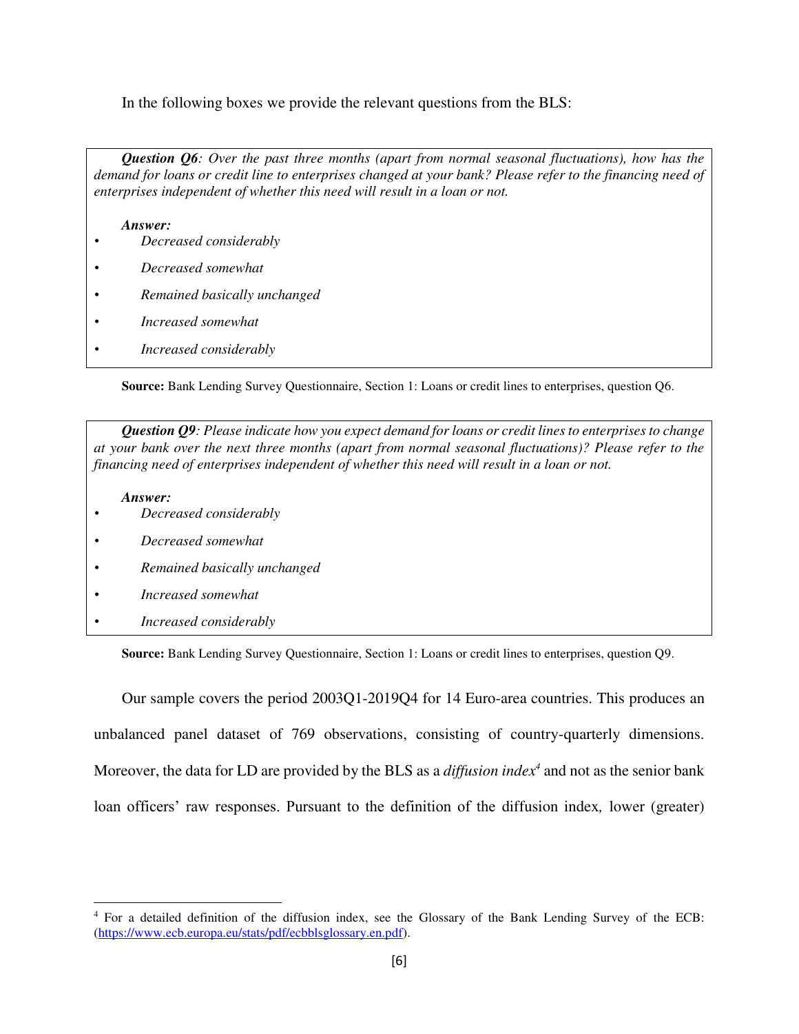In the following boxes we provide the relevant questions from the BLS:

> ***Question Q6****: Over the past three months (apart from normal seasonal fluctuations), how has the demand for loans or credit line to enterprises changed at your bank? Please refer to the financing need of enterprises independent of whether this need will result in a loan or not.*
>
> ***Answer:***
>
> - *Decreased considerably*
> - *Decreased somewhat*
> - *Remained basically unchanged*
> - *Increased somewhat*
> - *Increased considerably*

**Source:** Bank Lending Survey Questionnaire, Section 1: Loans or credit lines to enterprises, question Q6.

> ***Question Q9****: Please indicate how you expect demand for loans or credit lines to enterprises to change at your bank over the next three months (apart from normal seasonal fluctuations)? Please refer to the financing need of enterprises independent of whether this need will result in a loan or not.*
>
> ***Answer:***
>
> - *Decreased considerably*
> - *Decreased somewhat*
> - *Remained basically unchanged*
> - *Increased somewhat*
> - *Increased considerably*

**Source:** Bank Lending Survey Questionnaire, Section 1: Loans or credit lines to enterprises, question Q9.

Our sample covers the period 2003Q1-2019Q4 for 14 Euro-area countries. This produces an unbalanced panel dataset of 769 observations, consisting of country-quarterly dimensions. Moreover, the data for LD are provided by the BLS as a *diffusion index*[4] and not as the senior bank loan officers' raw responses. Pursuant to the definition of the diffusion index*,* lower (greater)

---

[4] For a detailed definition of the diffusion index, see the Glossary of the Bank Lending Survey of the ECB: (https://www.ecb.europa.eu/stats/pdf/ecbblsglossary.en.pdf).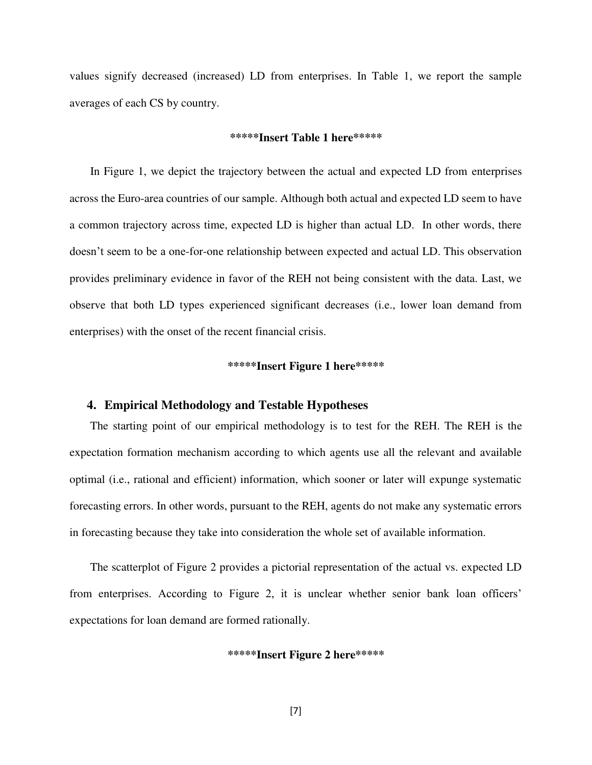values signify decreased (increased) LD from enterprises. In Table 1, we report the sample averages of each CS by country.

**\*\*\*\*\*Insert Table 1 here\*\*\*\*\***

In Figure 1, we depict the trajectory between the actual and expected LD from enterprises across the Euro-area countries of our sample. Although both actual and expected LD seem to have a common trajectory across time, expected LD is higher than actual LD. In other words, there doesn't seem to be a one-for-one relationship between expected and actual LD. This observation provides preliminary evidence in favor of the REH not being consistent with the data. Last, we observe that both LD types experienced significant decreases (i.e., lower loan demand from enterprises) with the onset of the recent financial crisis.

**\*\*\*\*\*Insert Figure 1 here\*\*\*\*\***

## 4. Empirical Methodology and Testable Hypotheses

The starting point of our empirical methodology is to test for the REH. The REH is the expectation formation mechanism according to which agents use all the relevant and available optimal (i.e., rational and efficient) information, which sooner or later will expunge systematic forecasting errors. In other words, pursuant to the REH, agents do not make any systematic errors in forecasting because they take into consideration the whole set of available information.

The scatterplot of Figure 2 provides a pictorial representation of the actual vs. expected LD from enterprises. According to Figure 2, it is unclear whether senior bank loan officers' expectations for loan demand are formed rationally.

**\*\*\*\*\*Insert Figure 2 here\*\*\*\*\***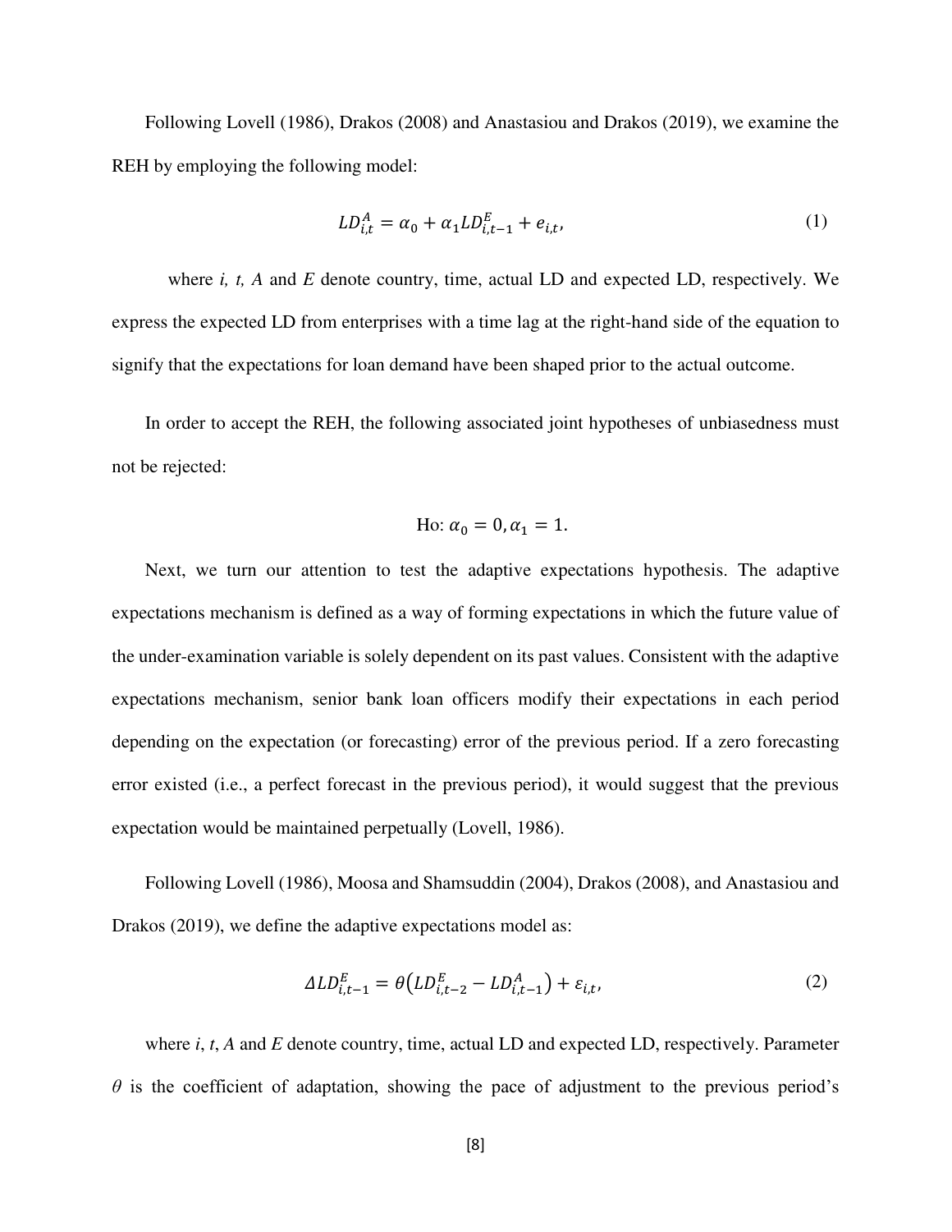Following Lovell (1986), Drakos (2008) and Anastasiou and Drakos (2019), we examine the REH by employing the following model:

$$LD_{i,t}^{A} = \alpha_0 + \alpha_1 LD_{i,t-1}^{E} + e_{i,t}, \tag{1}$$

where *i, t, A* and *E* denote country, time, actual LD and expected LD, respectively. We express the expected LD from enterprises with a time lag at the right-hand side of the equation to signify that the expectations for loan demand have been shaped prior to the actual outcome.

In order to accept the REH, the following associated joint hypotheses of unbiasedness must not be rejected:

$$\text{Ho: } \alpha_0 = 0, \alpha_1 = 1.$$

Next, we turn our attention to test the adaptive expectations hypothesis. The adaptive expectations mechanism is defined as a way of forming expectations in which the future value of the under-examination variable is solely dependent on its past values. Consistent with the adaptive expectations mechanism, senior bank loan officers modify their expectations in each period depending on the expectation (or forecasting) error of the previous period. If a zero forecasting error existed (i.e., a perfect forecast in the previous period), it would suggest that the previous expectation would be maintained perpetually (Lovell, 1986).

Following Lovell (1986), Moosa and Shamsuddin (2004), Drakos (2008), and Anastasiou and Drakos (2019), we define the adaptive expectations model as:

$$\Delta LD_{t-1}^{E} = \theta\left(LD_{i,t-2}^{E} - LD_{i,t-1}^{A}\right) + \varepsilon_{i,t}, \tag{2}$$

where *i*, *t*, *A* and *E* denote country, time, actual LD and expected LD, respectively. Parameter $\theta$ is the coefficient of adaptation, showing the pace of adjustment to the previous period's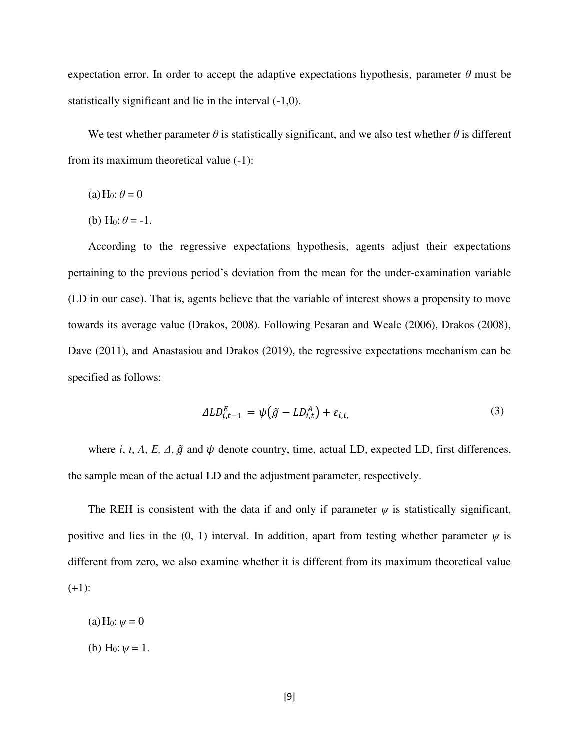expectation error. In order to accept the adaptive expectations hypothesis, parameter $\theta$ must be statistically significant and lie in the interval (-1,0).

We test whether parameter $\theta$ is statistically significant, and we also test whether $\theta$ is different from its maximum theoretical value (-1):

(a) $H_0$: $\theta = 0$

(b) $H_0$: $\theta = -1$.

According to the regressive expectations hypothesis, agents adjust their expectations pertaining to the previous period's deviation from the mean for the under-examination variable (LD in our case). That is, agents believe that the variable of interest shows a propensity to move towards its average value (Drakos, 2008). Following Pesaran and Weale (2006), Drakos (2008), Dave (2011), and Anastasiou and Drakos (2019), the regressive expectations mechanism can be specified as follows:

$$\Delta LD_{i,t-1}^{E} = \psi\left(\tilde{g} - LD_{i,t}^{A}\right) + \varepsilon_{i,t,} \tag{3}$$

where $i$, $t$, $A$, $E$, $\Delta$, $\tilde{g}$ and $\psi$ denote country, time, actual LD, expected LD, first differences, the sample mean of the actual LD and the adjustment parameter, respectively.

The REH is consistent with the data if and only if parameter $\psi$ is statistically significant, positive and lies in the (0, 1) interval. In addition, apart from testing whether parameter $\psi$ is different from zero, we also examine whether it is different from its maximum theoretical value (+1):

(a) $H_0$: $\psi = 0$

(b) $H_0$: $\psi = 1$.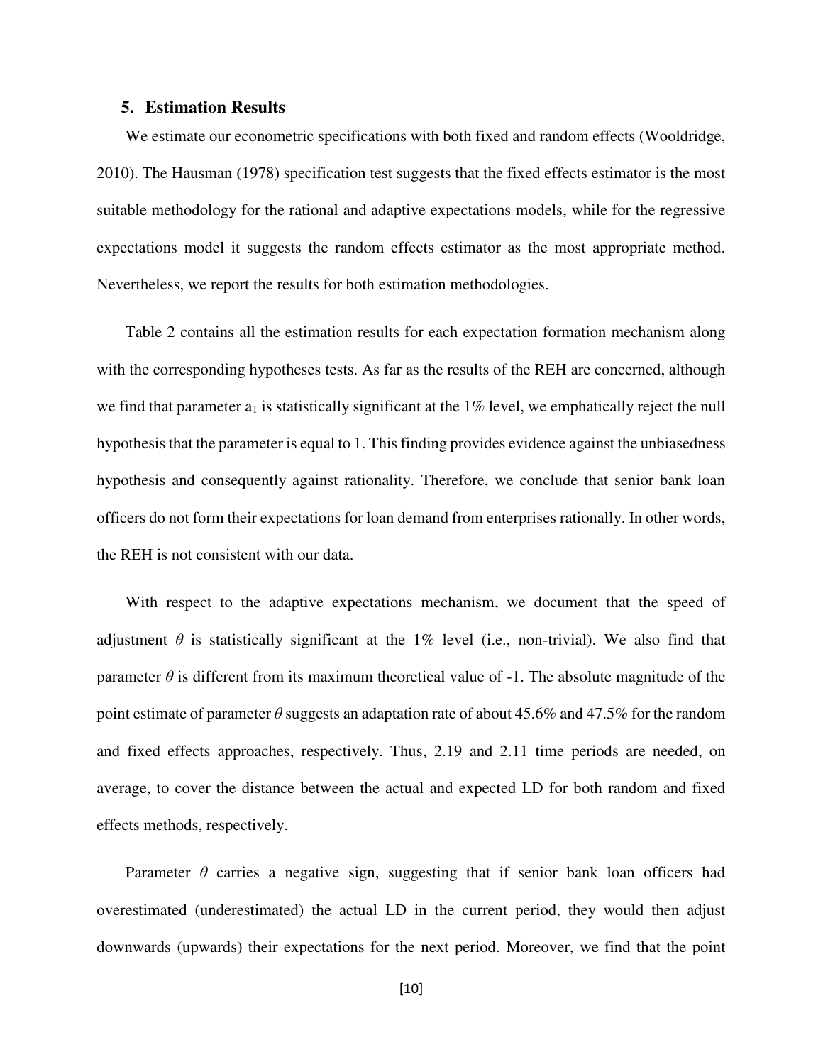## 5. Estimation Results

We estimate our econometric specifications with both fixed and random effects (Wooldridge, 2010). The Hausman (1978) specification test suggests that the fixed effects estimator is the most suitable methodology for the rational and adaptive expectations models, while for the regressive expectations model it suggests the random effects estimator as the most appropriate method. Nevertheless, we report the results for both estimation methodologies.

Table 2 contains all the estimation results for each expectation formation mechanism along with the corresponding hypotheses tests. As far as the results of the REH are concerned, although we find that parameter $a_1$ is statistically significant at the 1% level, we emphatically reject the null hypothesis that the parameter is equal to 1. This finding provides evidence against the unbiasedness hypothesis and consequently against rationality. Therefore, we conclude that senior bank loan officers do not form their expectations for loan demand from enterprises rationally. In other words, the REH is not consistent with our data.

With respect to the adaptive expectations mechanism, we document that the speed of adjustment $\theta$ is statistically significant at the 1% level (i.e., non-trivial). We also find that parameter $\theta$ is different from its maximum theoretical value of -1. The absolute magnitude of the point estimate of parameter $\theta$ suggests an adaptation rate of about 45.6% and 47.5% for the random and fixed effects approaches, respectively. Thus, 2.19 and 2.11 time periods are needed, on average, to cover the distance between the actual and expected LD for both random and fixed effects methods, respectively.

Parameter $\theta$ carries a negative sign, suggesting that if senior bank loan officers had overestimated (underestimated) the actual LD in the current period, they would then adjust downwards (upwards) their expectations for the next period. Moreover, we find that the point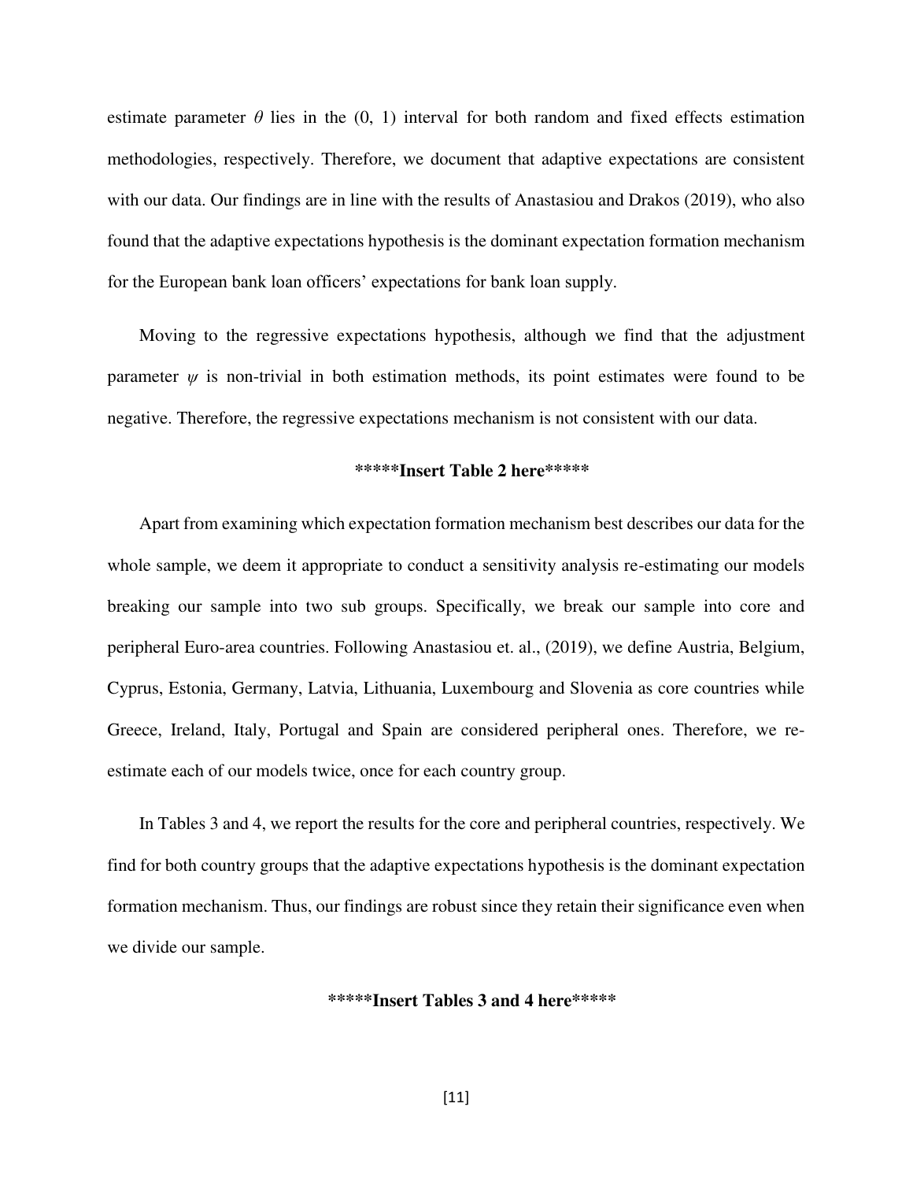estimate parameter $\theta$ lies in the (0, 1) interval for both random and fixed effects estimation methodologies, respectively. Therefore, we document that adaptive expectations are consistent with our data. Our findings are in line with the results of Anastasiou and Drakos (2019), who also found that the adaptive expectations hypothesis is the dominant expectation formation mechanism for the European bank loan officers' expectations for bank loan supply.

Moving to the regressive expectations hypothesis, although we find that the adjustment parameter $\psi$ is non-trivial in both estimation methods, its point estimates were found to be negative. Therefore, the regressive expectations mechanism is not consistent with our data.

**\*\*\*\*\*Insert Table 2 here\*\*\*\*\***

Apart from examining which expectation formation mechanism best describes our data for the whole sample, we deem it appropriate to conduct a sensitivity analysis re-estimating our models breaking our sample into two sub groups. Specifically, we break our sample into core and peripheral Euro-area countries. Following Anastasiou et. al., (2019), we define Austria, Belgium, Cyprus, Estonia, Germany, Latvia, Lithuania, Luxembourg and Slovenia as core countries while Greece, Ireland, Italy, Portugal and Spain are considered peripheral ones. Therefore, we re-estimate each of our models twice, once for each country group.

In Tables 3 and 4, we report the results for the core and peripheral countries, respectively. We find for both country groups that the adaptive expectations hypothesis is the dominant expectation formation mechanism. Thus, our findings are robust since they retain their significance even when we divide our sample.

**\*\*\*\*\*Insert Tables 3 and 4 here\*\*\*\*\***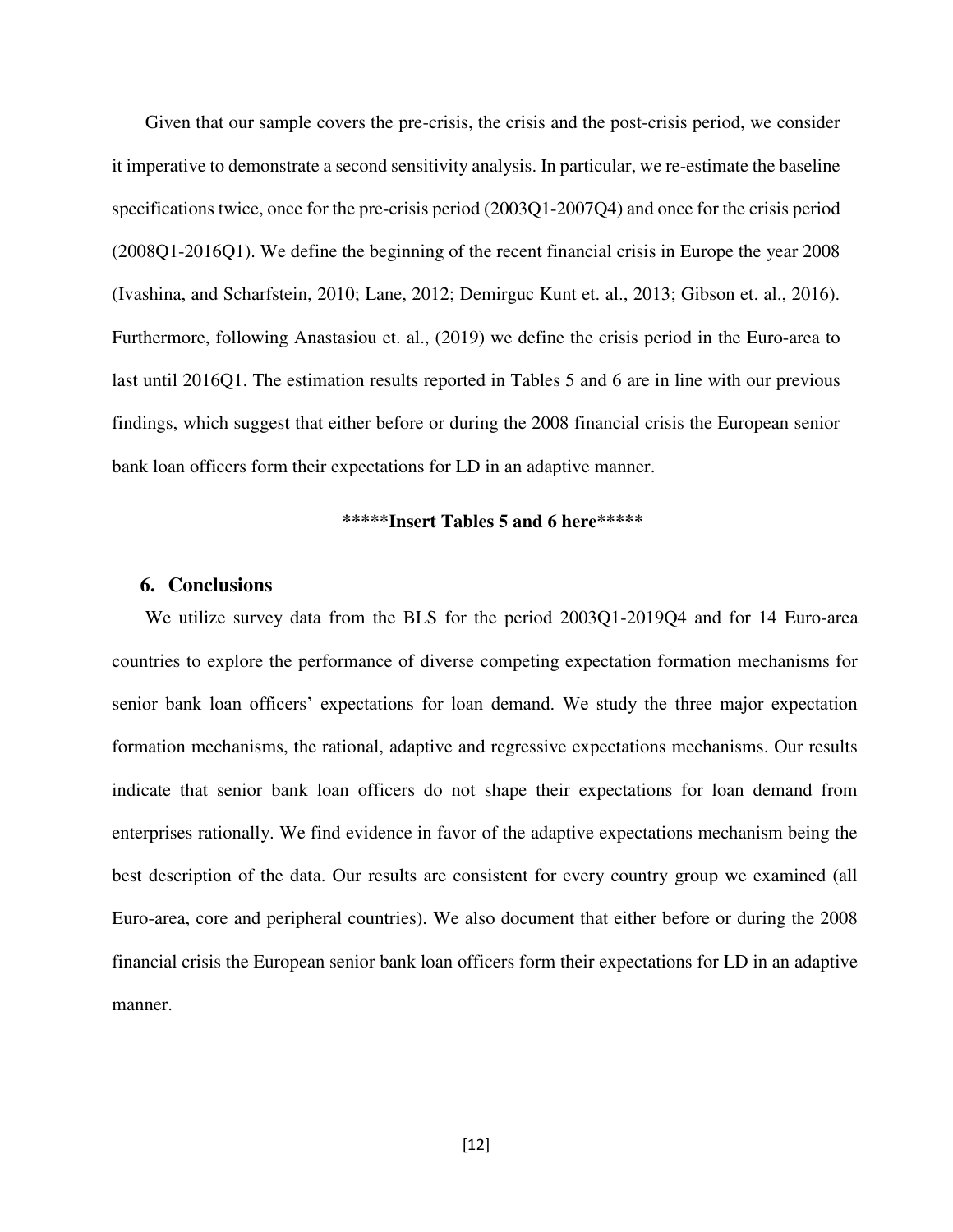Given that our sample covers the pre-crisis, the crisis and the post-crisis period, we consider it imperative to demonstrate a second sensitivity analysis. In particular, we re-estimate the baseline specifications twice, once for the pre-crisis period (2003Q1-2007Q4) and once for the crisis period (2008Q1-2016Q1). We define the beginning of the recent financial crisis in Europe the year 2008 (Ivashina, and Scharfstein, 2010; Lane, 2012; Demirguc Kunt et. al., 2013; Gibson et. al., 2016). Furthermore, following Anastasiou et. al., (2019) we define the crisis period in the Euro-area to last until 2016Q1. The estimation results reported in Tables 5 and 6 are in line with our previous findings, which suggest that either before or during the 2008 financial crisis the European senior bank loan officers form their expectations for LD in an adaptive manner.

**\*\*\*\*\*Insert Tables 5 and 6 here\*\*\*\*\***

## 6. Conclusions

We utilize survey data from the BLS for the period 2003Q1-2019Q4 and for 14 Euro-area countries to explore the performance of diverse competing expectation formation mechanisms for senior bank loan officers' expectations for loan demand. We study the three major expectation formation mechanisms, the rational, adaptive and regressive expectations mechanisms. Our results indicate that senior bank loan officers do not shape their expectations for loan demand from enterprises rationally. We find evidence in favor of the adaptive expectations mechanism being the best description of the data. Our results are consistent for every country group we examined (all Euro-area, core and peripheral countries). We also document that either before or during the 2008 financial crisis the European senior bank loan officers form their expectations for LD in an adaptive manner.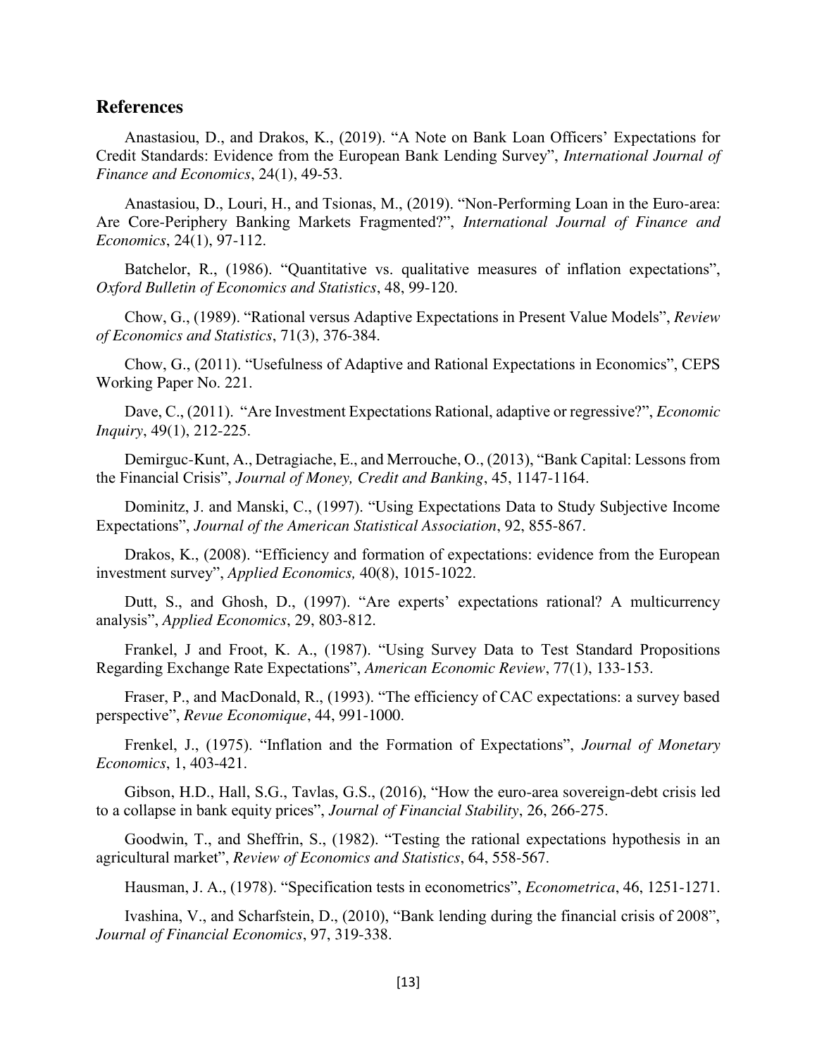## References

Anastasiou, D., and Drakos, K., (2019). "A Note on Bank Loan Officers' Expectations for Credit Standards: Evidence from the European Bank Lending Survey", *International Journal of Finance and Economics*, 24(1), 49-53.

Anastasiou, D., Louri, H., and Tsionas, M., (2019). "Non-Performing Loan in the Euro-area: Are Core-Periphery Banking Markets Fragmented?", *International Journal of Finance and Economics*, 24(1), 97-112.

Batchelor, R., (1986). "Quantitative vs. qualitative measures of inflation expectations", *Oxford Bulletin of Economics and Statistics*, 48, 99-120.

Chow, G., (1989). "Rational versus Adaptive Expectations in Present Value Models", *Review of Economics and Statistics*, 71(3), 376-384.

Chow, G., (2011). "Usefulness of Adaptive and Rational Expectations in Economics", CEPS Working Paper No. 221.

Dave, C., (2011). "Are Investment Expectations Rational, adaptive or regressive?", *Economic Inquiry*, 49(1), 212-225.

Demirguc-Kunt, A., Detragiache, E., and Merrouche, O., (2013), "Bank Capital: Lessons from the Financial Crisis", *Journal of Money, Credit and Banking*, 45, 1147-1164.

Dominitz, J. and Manski, C., (1997). "Using Expectations Data to Study Subjective Income Expectations", *Journal of the American Statistical Association*, 92, 855-867.

Drakos, K., (2008). "Efficiency and formation of expectations: evidence from the European investment survey", *Applied Economics,* 40(8), 1015-1022.

Dutt, S., and Ghosh, D., (1997). "Are experts' expectations rational? A multicurrency analysis", *Applied Economics*, 29, 803-812.

Frankel, J and Froot, K. A., (1987). "Using Survey Data to Test Standard Propositions Regarding Exchange Rate Expectations", *American Economic Review*, 77(1), 133-153.

Fraser, P., and MacDonald, R., (1993). "The efficiency of CAC expectations: a survey based perspective", *Revue Economique*, 44, 991-1000.

Frenkel, J., (1975). "Inflation and the Formation of Expectations", *Journal of Monetary Economics*, 1, 403-421.

Gibson, H.D., Hall, S.G., Tavlas, G.S., (2016), "How the euro-area sovereign-debt crisis led to a collapse in bank equity prices", *Journal of Financial Stability*, 26, 266-275.

Goodwin, T., and Sheffrin, S., (1982). "Testing the rational expectations hypothesis in an agricultural market", *Review of Economics and Statistics*, 64, 558-567.

Hausman, J. A., (1978). "Specification tests in econometrics", *Econometrica*, 46, 1251-1271.

Ivashina, V., and Scharfstein, D., (2010), "Bank lending during the financial crisis of 2008", *Journal of Financial Economics*, 97, 319-338.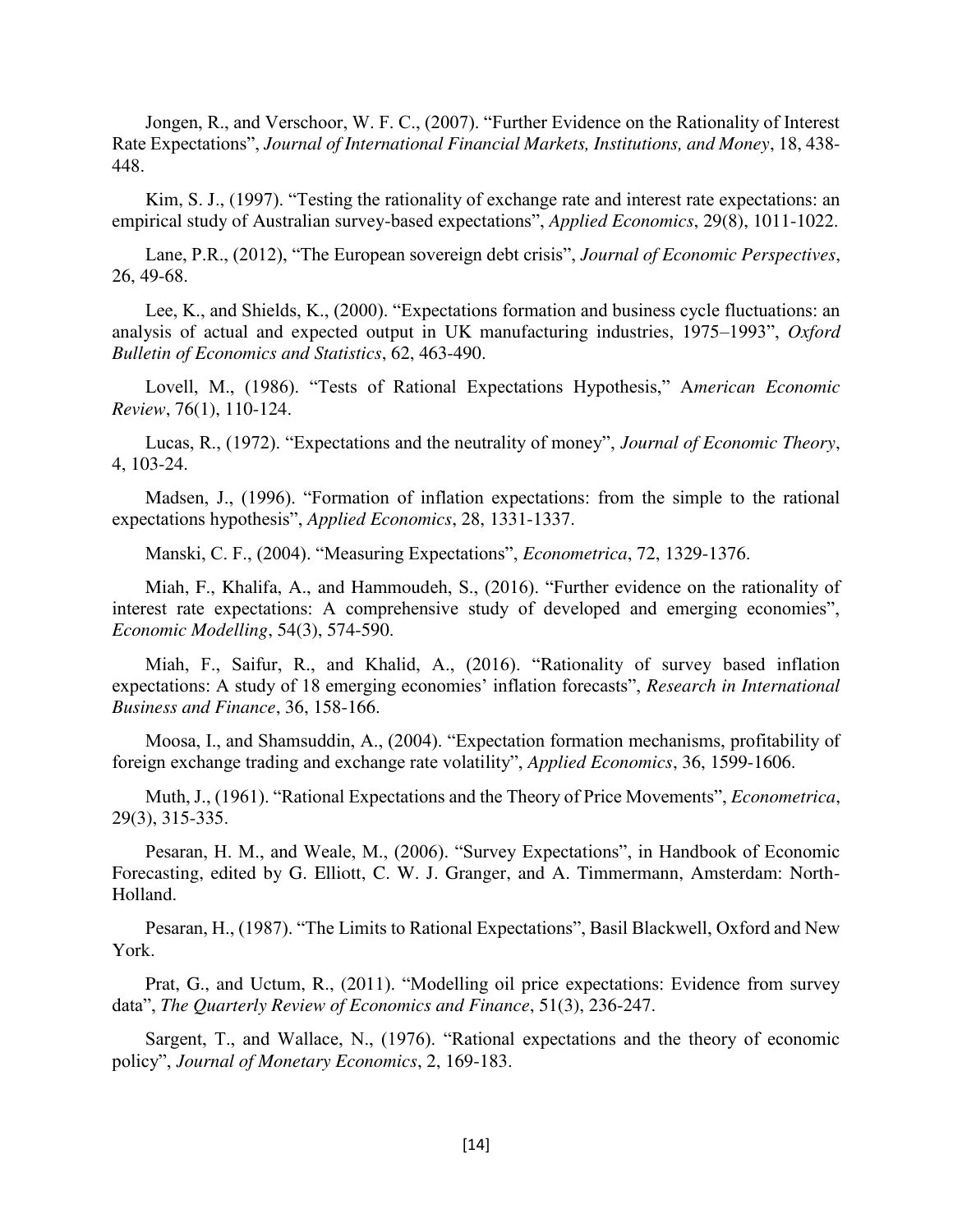Jongen, R., and Verschoor, W. F. C., (2007). “Further Evidence on the Rationality of Interest Rate Expectations”, *Journal of International Financial Markets, Institutions, and Money*, 18, 438-448.

Kim, S. J., (1997). “Testing the rationality of exchange rate and interest rate expectations: an empirical study of Australian survey-based expectations”, *Applied Economics*, 29(8), 1011-1022.

Lane, P.R., (2012), “The European sovereign debt crisis”, *Journal of Economic Perspectives*, 26, 49-68.

Lee, K., and Shields, K., (2000). “Expectations formation and business cycle fluctuations: an analysis of actual and expected output in UK manufacturing industries, 1975–1993”, *Oxford Bulletin of Economics and Statistics*, 62, 463-490.

Lovell, M., (1986). “Tests of Rational Expectations Hypothesis,” A*merican Economic Review*, 76(1), 110-124.

Lucas, R., (1972). “Expectations and the neutrality of money”, *Journal of Economic Theory*, 4, 103-24.

Madsen, J., (1996). “Formation of inflation expectations: from the simple to the rational expectations hypothesis”, *Applied Economics*, 28, 1331-1337.

Manski, C. F., (2004). “Measuring Expectations”, *Econometrica*, 72, 1329-1376.

Miah, F., Khalifa, A., and Hammoudeh, S., (2016). “Further evidence on the rationality of interest rate expectations: A comprehensive study of developed and emerging economies”, *Economic Modelling*, 54(3), 574-590.

Miah, F., Saifur, R., and Khalid, A., (2016). “Rationality of survey based inflation expectations: A study of 18 emerging economies’ inflation forecasts”, *Research in International Business and Finance*, 36, 158-166.

Moosa, I., and Shamsuddin, A., (2004). “Expectation formation mechanisms, profitability of foreign exchange trading and exchange rate volatility”, *Applied Economics*, 36, 1599-1606.

Muth, J., (1961). “Rational Expectations and the Theory of Price Movements”, *Econometrica*, 29(3), 315-335.

Pesaran, H. M., and Weale, M., (2006). “Survey Expectations”, in Handbook of Economic Forecasting, edited by G. Elliott, C. W. J. Granger, and A. Timmermann, Amsterdam: North-Holland.

Pesaran, H., (1987). “The Limits to Rational Expectations”, Basil Blackwell, Oxford and New York.

Prat, G., and Uctum, R., (2011). “Modelling oil price expectations: Evidence from survey data”, *The Quarterly Review of Economics and Finance*, 51(3), 236-247.

Sargent, T., and Wallace, N., (1976). “Rational expectations and the theory of economic policy”, *Journal of Monetary Economics*, 2, 169-183.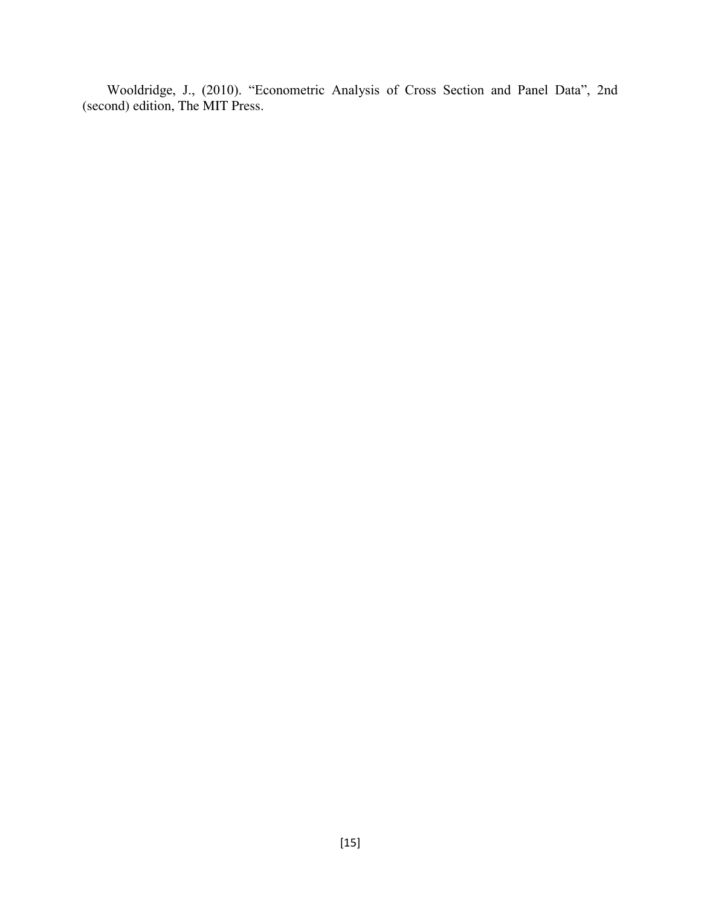Wooldridge, J., (2010). “Econometric Analysis of Cross Section and Panel Data”, 2nd (second) edition, The MIT Press.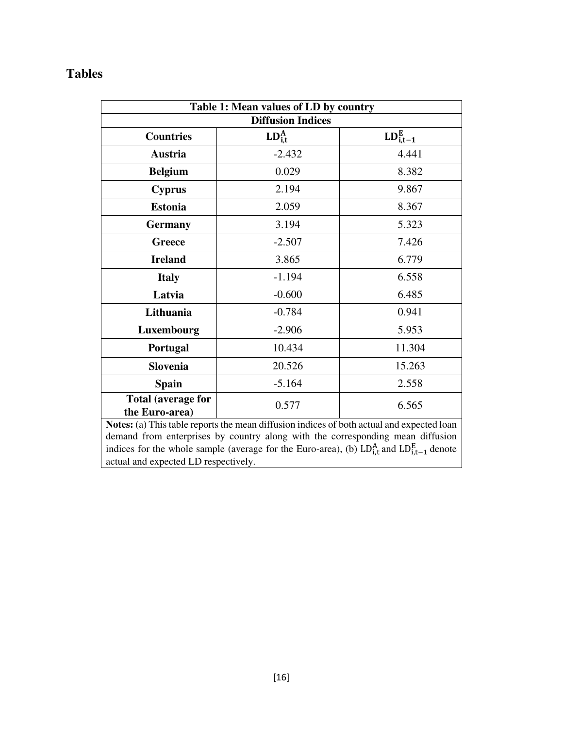# Tables

| Table 1: Mean values of LD by country | | |
|---|---|---|
| Diffusion Indices | | |
| **Countries** | $\mathbf{LD^{A}_{i,t}}$ | $\mathbf{LD^{E}_{i,t-1}}$ |
| **Austria** | -2.432 | 4.441 |
| **Belgium** | 0.029 | 8.382 |
| **Cyprus** | 2.194 | 9.867 |
| **Estonia** | 2.059 | 8.367 |
| **Germany** | 3.194 | 5.323 |
| **Greece** | -2.507 | 7.426 |
| **Ireland** | 3.865 | 6.779 |
| **Italy** | -1.194 | 6.558 |
| **Latvia** | -0.600 | 6.485 |
| **Lithuania** | -0.784 | 0.941 |
| **Luxembourg** | -2.906 | 5.953 |
| **Portugal** | 10.434 | 11.304 |
| **Slovenia** | 20.526 | 15.263 |
| **Spain** | -5.164 | 2.558 |
| **Total (average for the Euro-area)** | 0.577 | 6.565 |

**Notes:** (a) This table reports the mean diffusion indices of both actual and expected loan demand from enterprises by country along with the corresponding mean diffusion indices for the whole sample (average for the Euro-area), (b) $LD^{A}_{i,t}$ and $LD^{E}_{i,t-1}$ denote actual and expected LD respectively.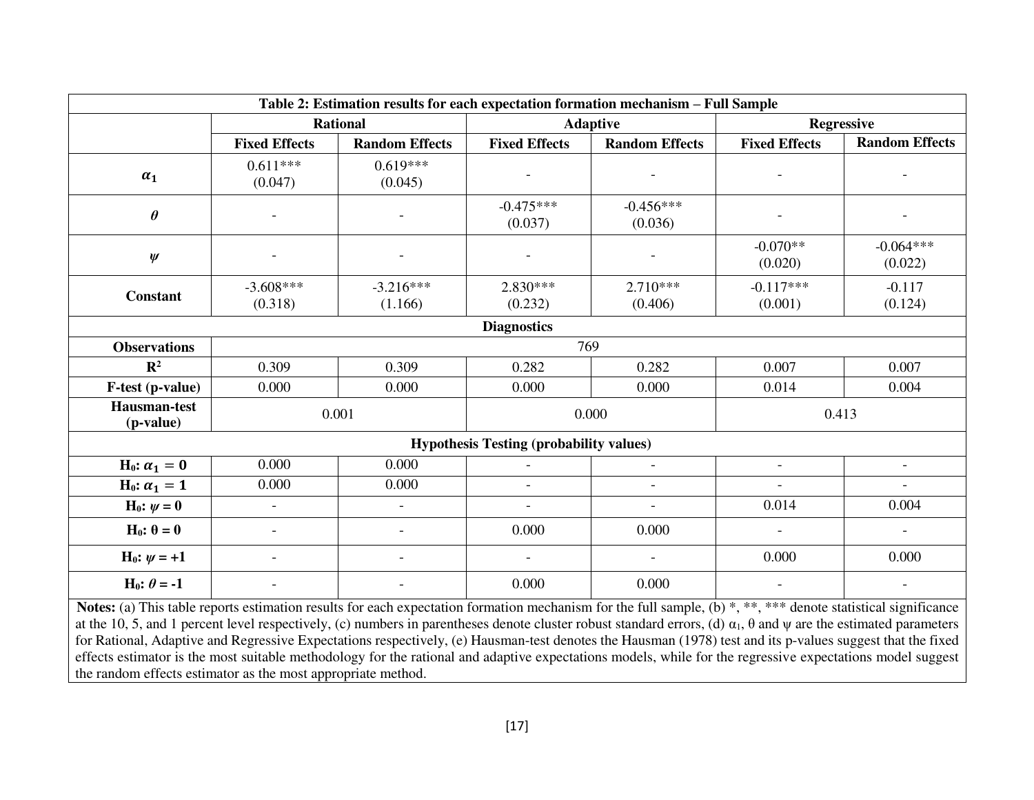**Table 2: Estimation results for each expectation formation mechanism – Full Sample**

| | Rational | | Adaptive | | Regressive | |
|---|---|---|---|---|---|---|
| | Fixed Effects | Random Effects | Fixed Effects | Random Effects | Fixed Effects | Random Effects |
| $\alpha_1$ | 0.611*** (0.047) | 0.619*** (0.045) | - | - | - | - |
| $\theta$ | - | - | -0.475*** (0.037) | -0.456*** (0.036) | - | - |
| $\psi$ | - | - | - | - | -0.070** (0.020) | -0.064*** (0.022) |
| Constant | -3.608*** (0.318) | -3.216*** (1.166) | 2.830*** (0.232) | 2.710*** (0.406) | -0.117*** (0.001) | -0.117 (0.124) |
| **Diagnostics** | | | | | | |
| Observations | 769 | | | | | |
| $R^2$ | 0.309 | 0.309 | 0.282 | 0.282 | 0.007 | 0.007 |
| F-test (p-value) | 0.000 | 0.000 | 0.000 | 0.000 | 0.014 | 0.004 |
| Hausman-test (p-value) | 0.001 | | 0.000 | | 0.413 | |
| **Hypothesis Testing (probability values)** | | | | | | |
| H₀: $\alpha_1 = 0$ | 0.000 | 0.000 | - | - | - | - |
| H₀: $\alpha_1 = 1$ | 0.000 | 0.000 | - | - | - | - |
| H₀: $\psi = 0$ | - | - | - | - | 0.014 | 0.004 |
| H₀: $\theta = 0$ | - | - | 0.000 | 0.000 | - | - |
| H₀: $\psi = +1$ | - | - | - | - | 0.000 | 0.000 |
| H₀: $\theta = -1$ | - | - | 0.000 | 0.000 | - | - |

**Notes:** (a) This table reports estimation results for each expectation formation mechanism for the full sample, (b) *, **, *** denote statistical significance at the 10, 5, and 1 percent level respectively, (c) numbers in parentheses denote cluster robust standard errors, (d) $\alpha_1$, $\theta$ and $\psi$ are the estimated parameters for Rational, Adaptive and Regressive Expectations respectively, (e) Hausman-test denotes the Hausman (1978) test and its p-values suggest that the fixed effects estimator is the most suitable methodology for the rational and adaptive expectations models, while for the regressive expectations model suggest the random effects estimator as the most appropriate method.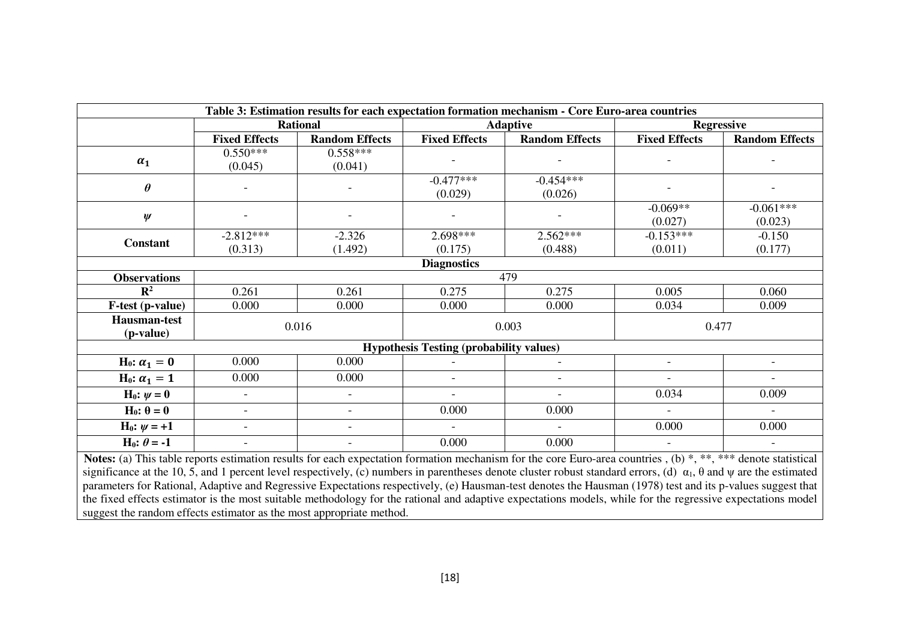**Table 3: Estimation results for each expectation formation mechanism - Core Euro-area countries**

| | Rational | | Adaptive | | Regressive | |
|---|---|---|---|---|---|---|
| | **Fixed Effects** | **Random Effects** | **Fixed Effects** | **Random Effects** | **Fixed Effects** | **Random Effects** |
| $\alpha_1$ | 0.550*** (0.045) | 0.558*** (0.041) | - | - | - | - |
| $\theta$ | - | - | -0.477*** (0.029) | -0.454*** (0.026) | - | - |
| $\psi$ | - | - | - | - | -0.069** (0.027) | -0.061*** (0.023) |
| **Constant** | -2.812*** (0.313) | -2.326 (1.492) | 2.698*** (0.175) | 2.562*** (0.488) | -0.153*** (0.011) | -0.150 (0.177) |
| **Diagnostics** | | | | | | |
| **Observations** | 479 | | | | | |
| $R^2$ | 0.261 | 0.261 | 0.275 | 0.275 | 0.005 | 0.060 |
| **F-test (p-value)** | 0.000 | 0.000 | 0.000 | 0.000 | 0.034 | 0.009 |
| **Hausman-test (p-value)** | 0.016 | | 0.003 | | 0.477 | |
| **Hypothesis Testing (probability values)** | | | | | | |
| $H_0$: $\alpha_1 = 0$ | 0.000 | 0.000 | - | - | - | - |
| $H_0$: $\alpha_1 = 1$ | 0.000 | 0.000 | - | - | - | - |
| $H_0$: $\psi = 0$ | - | - | - | - | 0.034 | 0.009 |
| $H_0$: $\theta = 0$ | - | - | 0.000 | 0.000 | - | - |
| $H_0$: $\psi = +1$ | - | - | - | - | 0.000 | 0.000 |
| $H_0$: $\theta = -1$ | - | - | 0.000 | 0.000 | - | - |

**Notes:** (a) This table reports estimation results for each expectation formation mechanism for the core Euro-area countries , (b) *, **, *** denote statistical significance at the 10, 5, and 1 percent level respectively, (c) numbers in parentheses denote cluster robust standard errors, (d) $\alpha_1$, $\theta$ and $\psi$ are the estimated parameters for Rational, Adaptive and Regressive Expectations respectively, (e) Hausman-test denotes the Hausman (1978) test and its p-values suggest that the fixed effects estimator is the most suitable methodology for the rational and adaptive expectations models, while for the regressive expectations model suggest the random effects estimator as the most appropriate method.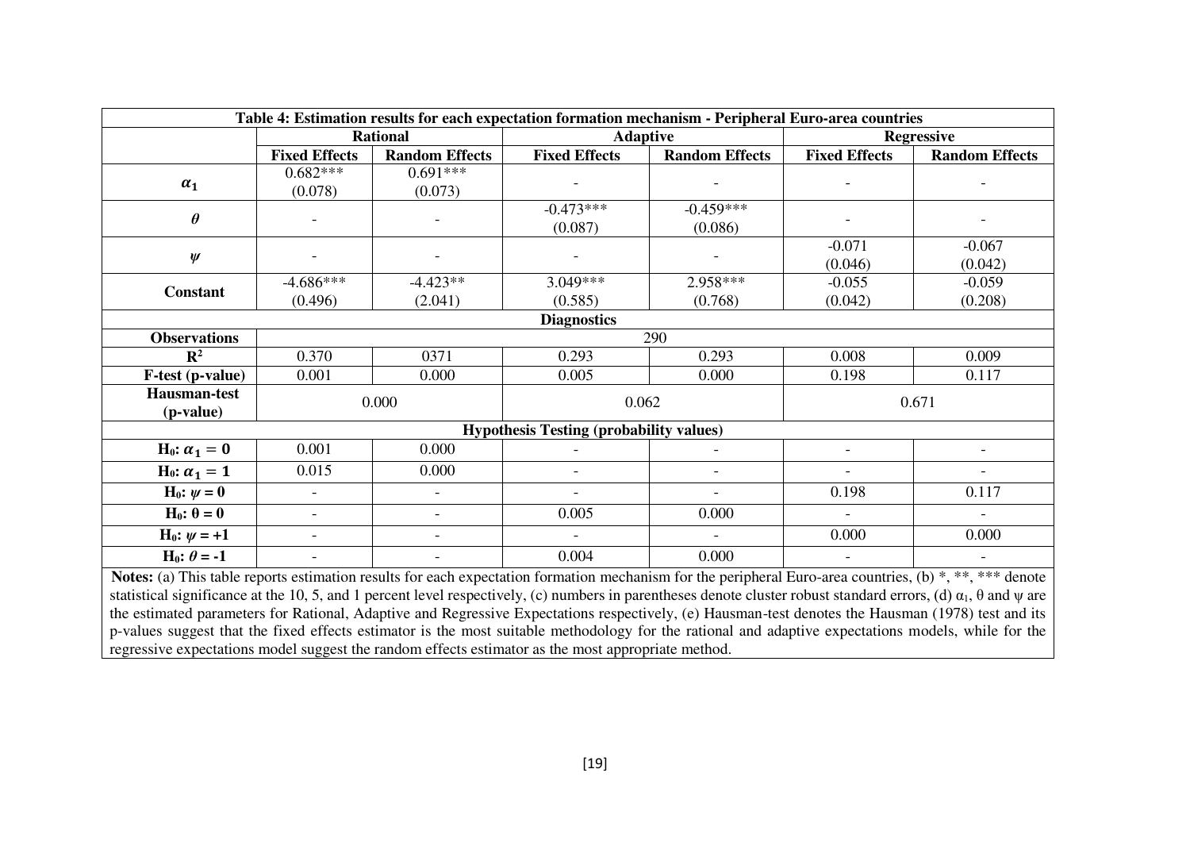| Table 4: Estimation results for each expectation formation mechanism - Peripheral Euro-area countries | | | | | | |
|---|---|---|---|---|---|---|
| | **Rational** | | **Adaptive** | | **Regressive** | |
| | **Fixed Effects** | **Random Effects** | **Fixed Effects** | **Random Effects** | **Fixed Effects** | **Random Effects** |
| $\alpha_1$ | 0.682*** (0.078) | 0.691*** (0.073) | - | - | - | - |
| $\theta$ | - | - | -0.473*** (0.087) | -0.459*** (0.086) | - | - |
| $\psi$ | - | - | - | - | -0.071 (0.046) | -0.067 (0.042) |
| **Constant** | -4.686*** (0.496) | -4.423** (2.041) | 3.049*** (0.585) | 2.958*** (0.768) | -0.055 (0.042) | -0.059 (0.208) |
| **Diagnostics** | | | | | | |
| **Observations** | 290 | | | | | |
| $R^2$ | 0.370 | 0371 | 0.293 | 0.293 | 0.008 | 0.009 |
| **F-test (p-value)** | 0.001 | 0.000 | 0.005 | 0.000 | 0.198 | 0.117 |
| **Hausman-test (p-value)** | 0.000 | | 0.062 | | 0.671 | |
| **Hypothesis Testing (probability values)** | | | | | | |
| $H_0$: $\alpha_1 = 0$ | 0.001 | 0.000 | - | - | - | - |
| $H_0$: $\alpha_1 = 1$ | 0.015 | 0.000 | - | - | - | - |
| $H_0$: $\psi = 0$ | - | - | - | - | 0.198 | 0.117 |
| $H_0$: $\theta = 0$ | - | - | 0.005 | 0.000 | - | - |
| $H_0$: $\psi = +1$ | - | - | - | - | 0.000 | 0.000 |
| $H_0$: $\theta = -1$ | - | - | 0.004 | 0.000 | - | - |

**Notes:** (a) This table reports estimation results for each expectation formation mechanism for the peripheral Euro-area countries, (b) *, **, *** denote statistical significance at the 10, 5, and 1 percent level respectively, (c) numbers in parentheses denote cluster robust standard errors, (d) $\alpha_1$, $\theta$ and $\psi$ are the estimated parameters for Rational, Adaptive and Regressive Expectations respectively, (e) Hausman-test denotes the Hausman (1978) test and its p-values suggest that the fixed effects estimator is the most suitable methodology for the rational and adaptive expectations models, while for the regressive expectations model suggest the random effects estimator as the most appropriate method.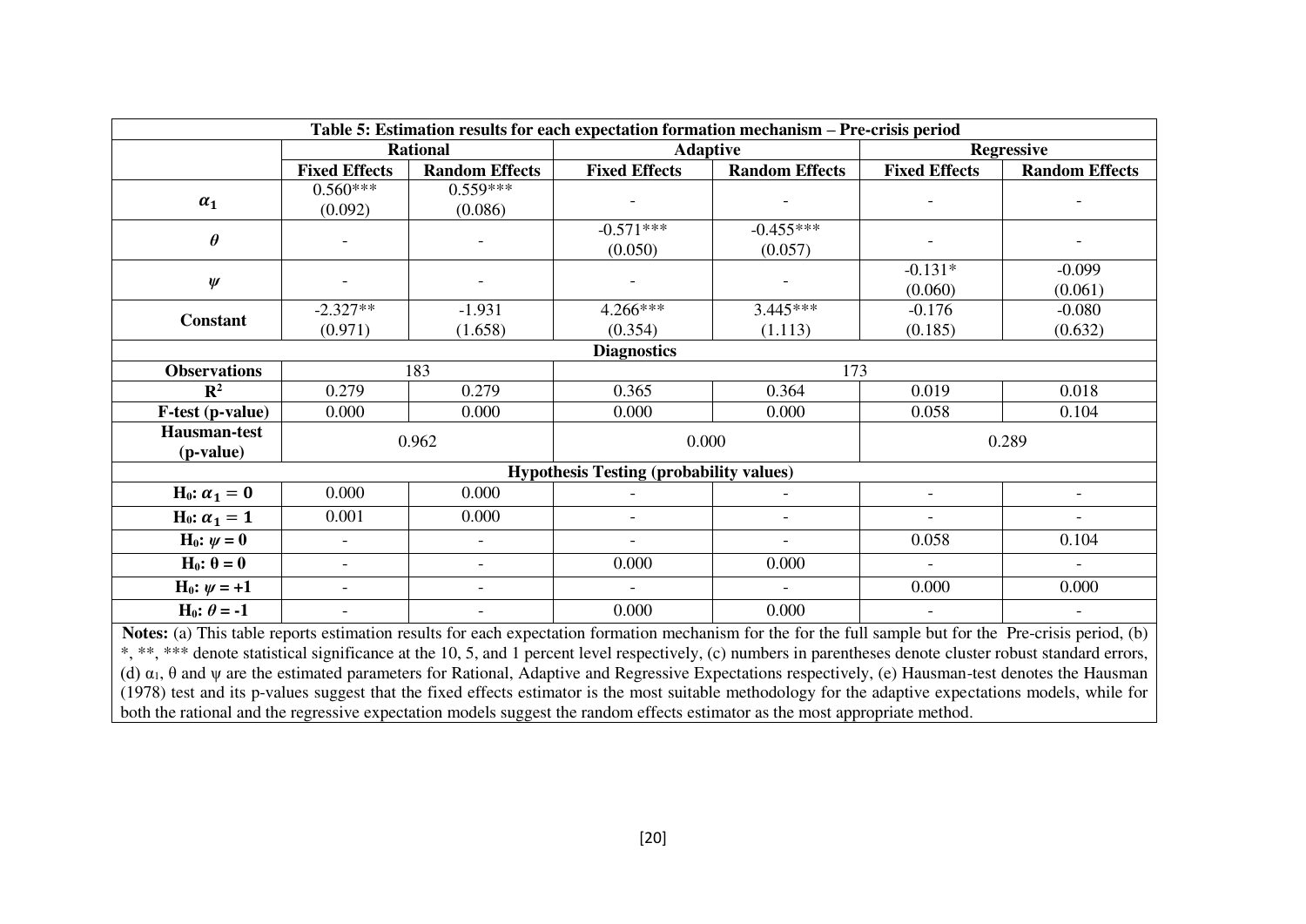**Table 5: Estimation results for each expectation formation mechanism – Pre-crisis period**

| | Rational | | Adaptive | | Regressive | |
|---|---|---|---|---|---|---|
| | **Fixed Effects** | **Random Effects** | **Fixed Effects** | **Random Effects** | **Fixed Effects** | **Random Effects** |
| $\alpha_1$ | 0.560*** (0.092) | 0.559*** (0.086) | - | - | - | - |
| $\theta$ | - | - | -0.571*** (0.050) | -0.455*** (0.057) | - | - |
| $\psi$ | - | - | - | - | -0.131* (0.060) | -0.099 (0.061) |
| **Constant** | -2.327** (0.971) | -1.931 (1.658) | 4.266*** (0.354) | 3.445*** (1.113) | -0.176 (0.185) | -0.080 (0.632) |
| **Diagnostics** | | | | | | |
| **Observations** | 183 | | 173 | | | |
| $R^2$ | 0.279 | 0.279 | 0.365 | 0.364 | 0.019 | 0.018 |
| **F-test (p-value)** | 0.000 | 0.000 | 0.000 | 0.000 | 0.058 | 0.104 |
| **Hausman-test (p-value)** | 0.962 | | 0.000 | | 0.289 | |
| **Hypothesis Testing (probability values)** | | | | | | |
| $H_0$: $\alpha_1 = 0$ | 0.000 | 0.000 | - | - | - | - |
| $H_0$: $\alpha_1 = 1$ | 0.001 | 0.000 | - | - | - | - |
| $H_0$: $\psi = 0$ | - | - | - | - | 0.058 | 0.104 |
| $H_0$: $\theta = 0$ | - | - | 0.000 | 0.000 | - | - |
| $H_0$: $\psi = +1$ | - | - | - | - | 0.000 | 0.000 |
| $H_0$: $\theta = -1$ | - | - | 0.000 | 0.000 | - | - |

**Notes:** (a) This table reports estimation results for each expectation formation mechanism for the for the full sample but for the Pre-crisis period, (b) *, **, *** denote statistical significance at the 10, 5, and 1 percent level respectively, (c) numbers in parentheses denote cluster robust standard errors, (d) $\alpha_1$, $\theta$ and $\psi$ are the estimated parameters for Rational, Adaptive and Regressive Expectations respectively, (e) Hausman-test denotes the Hausman (1978) test and its p-values suggest that the fixed effects estimator is the most suitable methodology for the adaptive expectations models, while for both the rational and the regressive expectation models suggest the random effects estimator as the most appropriate method.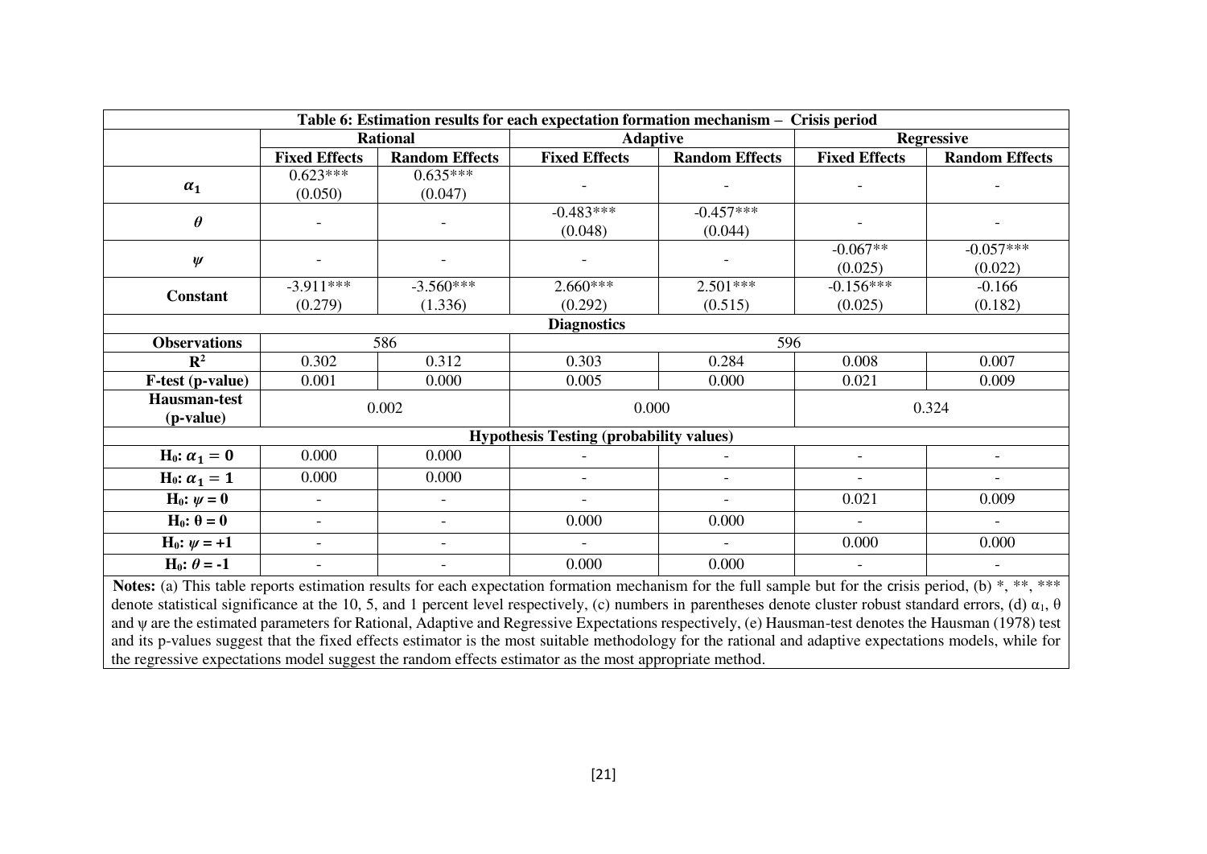**Table 6: Estimation results for each expectation formation mechanism – Crisis period**

| | Rational | | Adaptive | | Regressive | |
|---|---|---|---|---|---|---|
| | **Fixed Effects** | **Random Effects** | **Fixed Effects** | **Random Effects** | **Fixed Effects** | **Random Effects** |
| $\alpha_1$ | 0.623*** (0.050) | 0.635*** (0.047) | - | - | - | - |
| $\theta$ | - | - | -0.483*** (0.048) | -0.457*** (0.044) | - | - |
| $\psi$ | - | - | - | - | -0.067** (0.025) | -0.057*** (0.022) |
| **Constant** | -3.911*** (0.279) | -3.560*** (1.336) | 2.660*** (0.292) | 2.501*** (0.515) | -0.156*** (0.025) | -0.166 (0.182) |
| **Diagnostics** | | | | | | |
| **Observations** | 586 | | 596 | | | |
| $R^2$ | 0.302 | 0.312 | 0.303 | 0.284 | 0.008 | 0.007 |
| **F-test (p-value)** | 0.001 | 0.000 | 0.005 | 0.000 | 0.021 | 0.009 |
| **Hausman-test (p-value)** | 0.002 | | 0.000 | | 0.324 | |
| **Hypothesis Testing (probability values)** | | | | | | |
| $H_0$: $\alpha_1 = 0$ | 0.000 | 0.000 | - | - | - | - |
| $H_0$: $\alpha_1 = 1$ | 0.000 | 0.000 | - | - | - | - |
| $H_0$: $\psi = 0$ | - | - | - | - | 0.021 | 0.009 |
| $H_0$: $\theta = 0$ | - | - | 0.000 | 0.000 | - | - |
| $H_0$: $\psi = +1$ | - | - | - | - | 0.000 | 0.000 |
| $H_0$: $\theta = -1$ | - | - | 0.000 | 0.000 | - | - |

**Notes:** (a) This table reports estimation results for each expectation formation mechanism for the full sample but for the crisis period, (b) \*, \*\*, \*\*\* denote statistical significance at the 10, 5, and 1 percent level respectively, (c) numbers in parentheses denote cluster robust standard errors, (d) $\alpha_1$, $\theta$ and $\psi$ are the estimated parameters for Rational, Adaptive and Regressive Expectations respectively, (e) Hausman-test denotes the Hausman (1978) test and its p-values suggest that the fixed effects estimator is the most suitable methodology for the rational and adaptive expectations models, while for the regressive expectations model suggest the random effects estimator as the most appropriate method.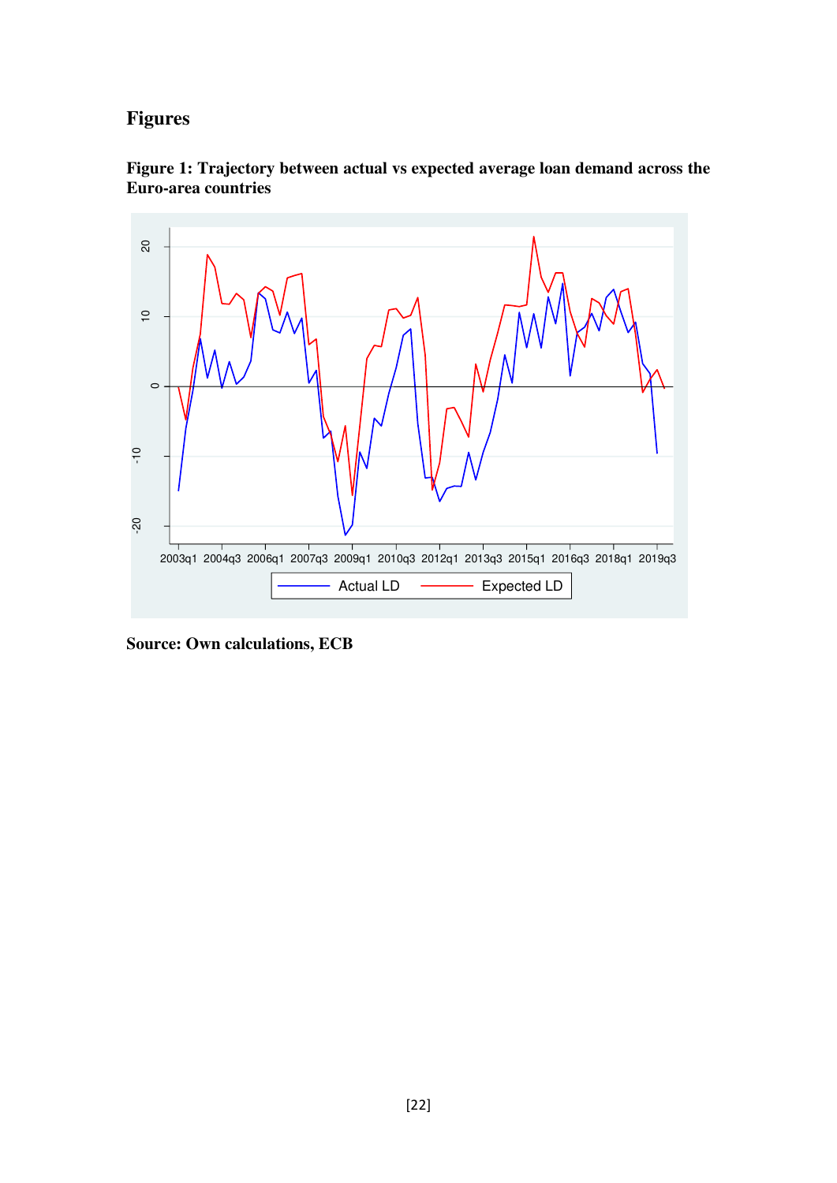## Figures

**Figure 1: Trajectory between actual vs expected average loan demand across the Euro-area countries**

**Source: Own calculations, ECB**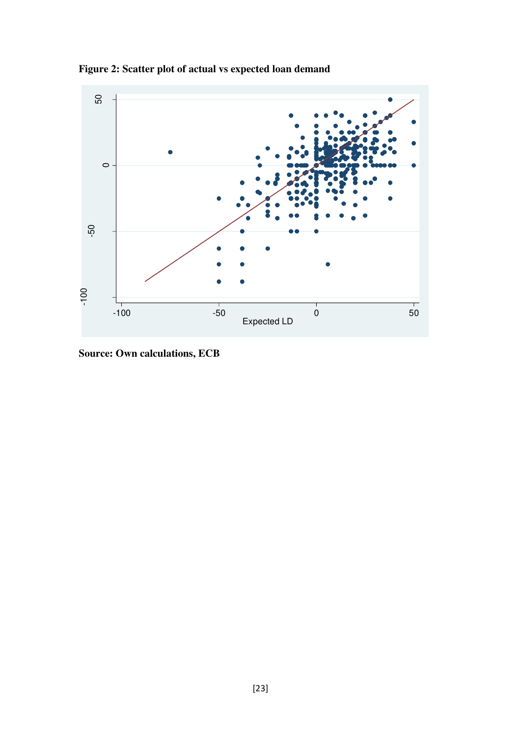**Figure 2: Scatter plot of actual vs expected loan demand**

50

0

-50

-100

-100

-50

0

50

Expected LD

**Source: Own calculations, ECB**